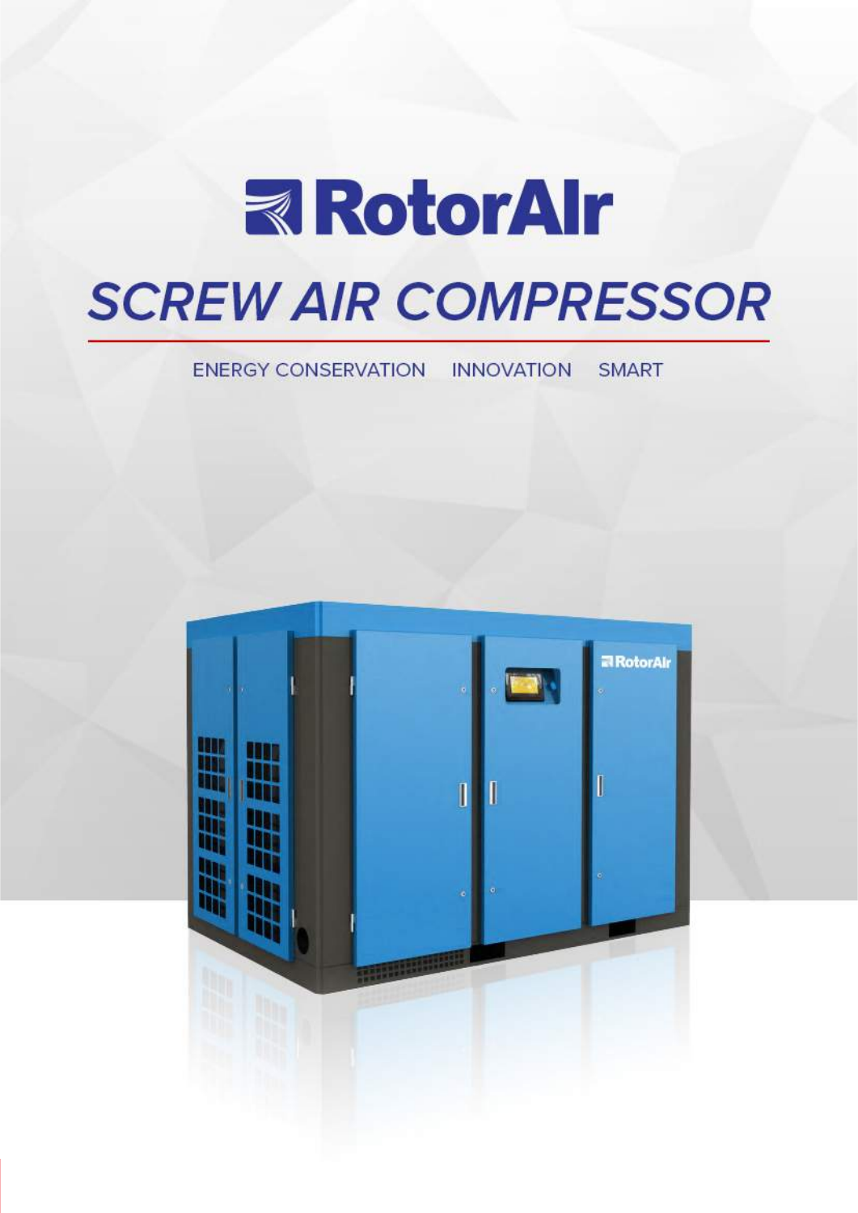# RotorAIr

## SCREW AIR COMPRESSOR

ENERGY CONSERVATION INNOVATION SMART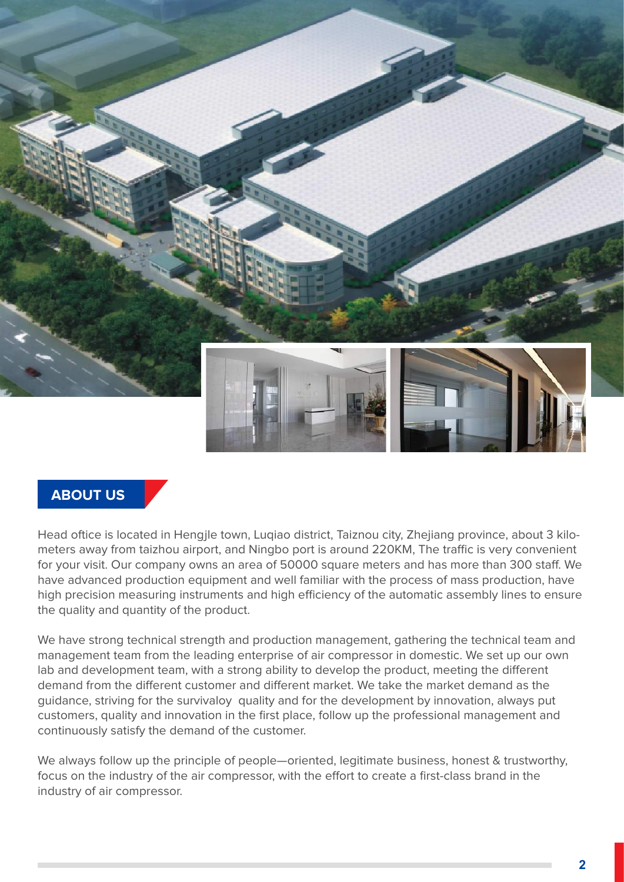## ABOUT US

Head ofice is located in Hengjle town, Luqiao district, Taiznou city, Zhejiang province, about 3 kilo-meters away from taizhou airport, and Ningbo port is around 220KM, The traffic is very convenient for your visit. Our company owns an area of 50000 square meters and has more than 300 staff. We have advanced production equipment and well familiar with the process of mass production, have high precision measuring instruments and high efficiency of the automatic assembly lines to ensure the quality and quantity of the product.

We have strong technical strength and production management, gathering the technical team and management team from the leading enterprise of air compressor in domestic. We set up our own lab and development team, with a strong ability to develop the product, meeting the different demand from the different customer and different market. We take the market demand as the guidance, striving for the survivaloy  quality and for the development by innovation, always put customers, quality and innovation in the first place, follow up the professional management and continuously satisfy the demand of the customer.

We always follow up the principle of people—oriented, legitimate business, honest & trustworthy, focus on the industry of the air compressor, with the effort to create a first-class brand in the industry of air compressor.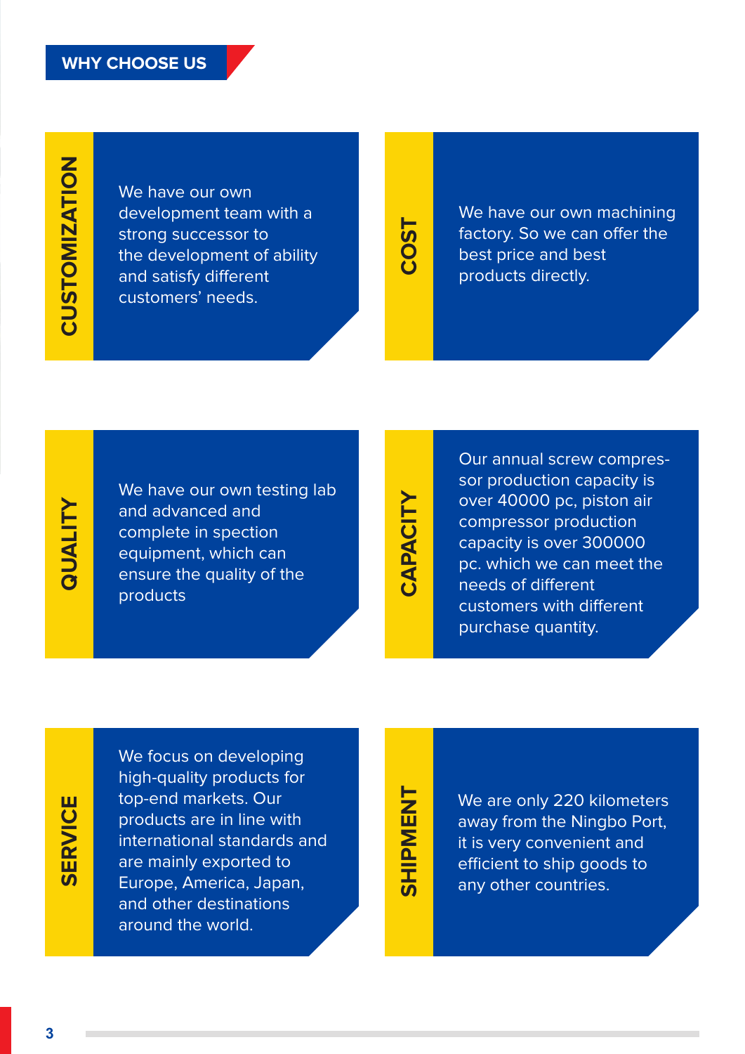## WHY CHOOSE US

### CUSTOMIZATION

We have our own development team with a strong successor to the development of ability and satisfy different customers' needs.

### COST

We have our own machining factory. So we can offer the best price and best products directly.

### QUALITY

We have our own testing lab and advanced and complete in spection equipment, which can ensure the quality of the products

### CAPACITY

Our annual screw compres-sor production capacity is over 40000 pc, piston air compressor production capacity is over 300000 pc. which we can meet the needs of different customers with different purchase quantity.

### SERVICE

We focus on developing high-quality products for top-end markets. Our products are in line with international standards and are mainly exported to Europe, America, Japan, and other destinations around the world.

### SHIPMENT

We are only 220 kilometers away from the Ningbo Port, it is very convenient and efficient to ship goods to any other countries.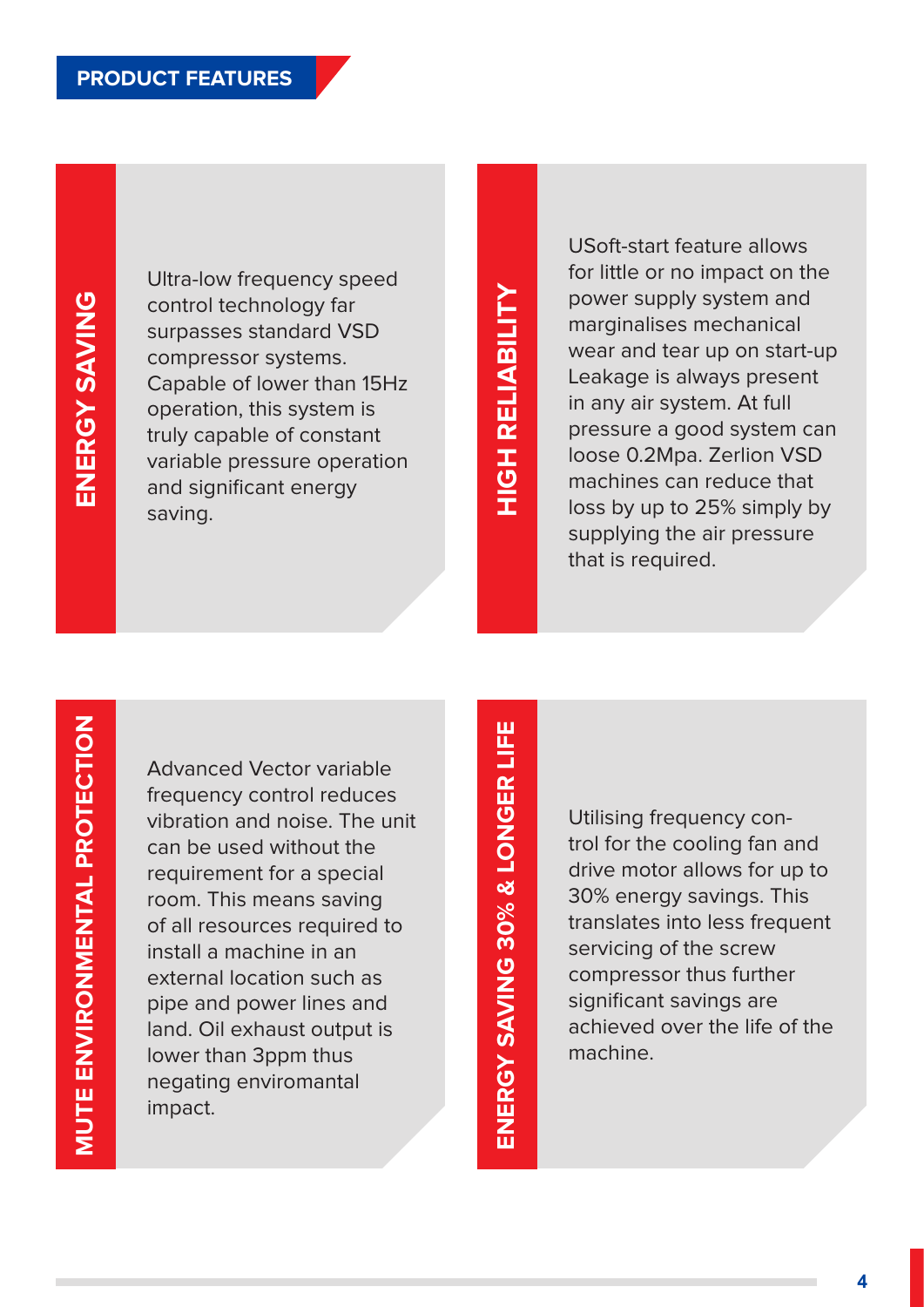## PRODUCT FEATURES

### ENERGY SAVING

Ultra-low frequency speed control technology far surpasses standard VSD compressor systems. Capable of lower than 15Hz operation, this system is truly capable of constant variable pressure operation and significant energy saving.

### HIGH RELIABILITY

USoft-start feature allows for little or no impact on the power supply system and marginalises mechanical wear and tear up on start-up Leakage is always present in any air system. At full pressure a good system can loose 0.2Mpa. Zerlion VSD machines can reduce that loss by up to 25% simply by supplying the air pressure that is required.

### MUTE ENVIRONMENTAL PROTECTION

Advanced Vector variable frequency control reduces vibration and noise. The unit can be used without the requirement for a special room. This means saving of all resources required to install a machine in an external location such as pipe and power lines and land. Oil exhaust output is lower than 3ppm thus negating enviromantal impact.

### ENERGY SAVING 30% & LONGER LIFE

Utilising frequency control for the cooling fan and drive motor allows for up to 30% energy savings. This translates into less frequent servicing of the screw compressor thus further significant savings are achieved over the life of the machine.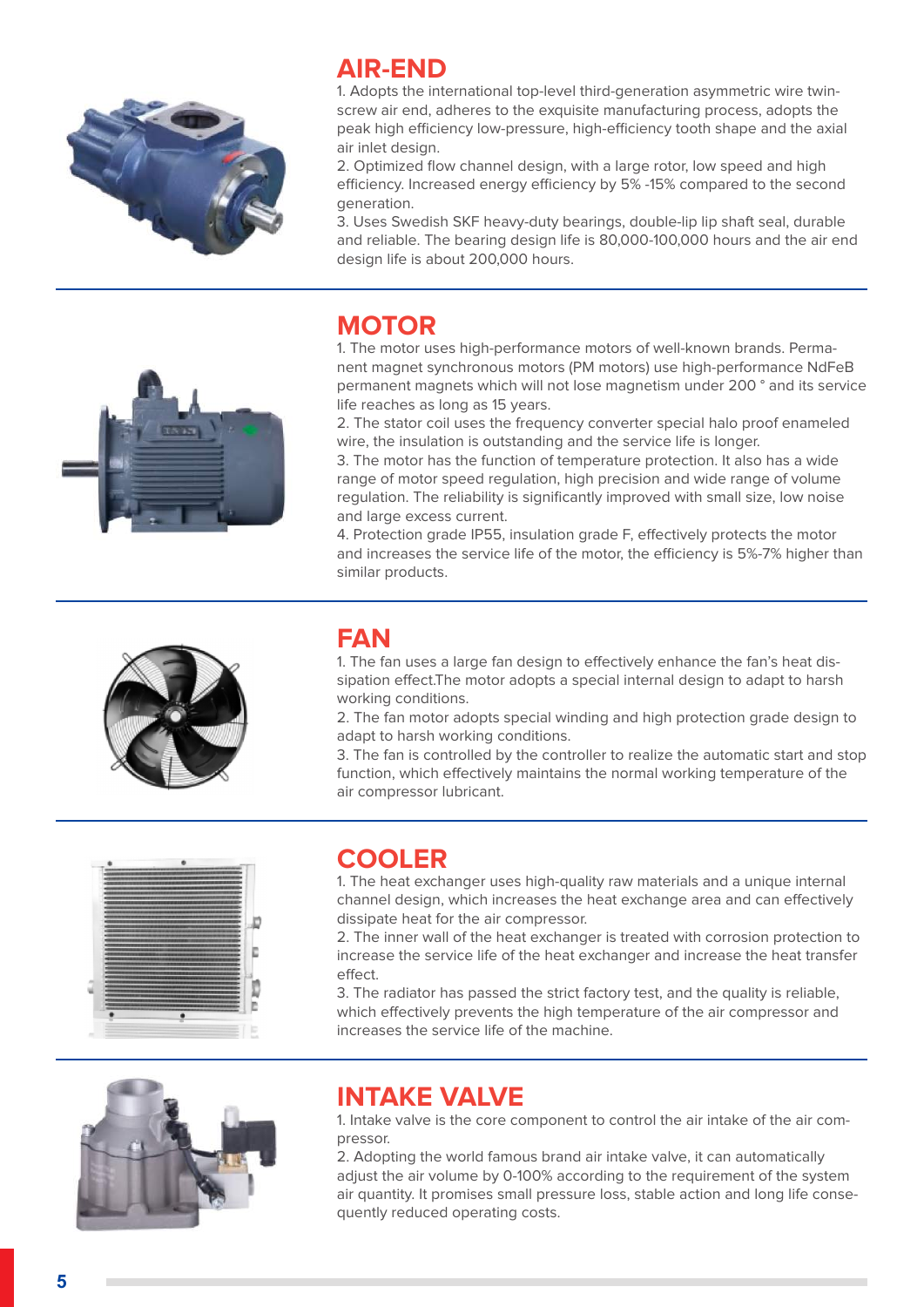## AIR-END

1. Adopts the international top-level third-generation asymmetric wire twin-screw air end, adheres to the exquisite manufacturing process, adopts the peak high efficiency low-pressure, high-efficiency tooth shape and the axial air inlet design.
2. Optimized flow channel design, with a large rotor, low speed and high efficiency. Increased energy efficiency by 5% -15% compared to the second generation.
3. Uses Swedish SKF heavy-duty bearings, double-lip lip shaft seal, durable and reliable. The bearing design life is 80,000-100,000 hours and the air end design life is about 200,000 hours.

## MOTOR

1. The motor uses high-performance motors of well-known brands. Permanent magnet synchronous motors (PM motors) use high-performance NdFeB permanent magnets which will not lose magnetism under 200 ° and its service life reaches as long as 15 years.
2. The stator coil uses the frequency converter special halo proof enameled wire, the insulation is outstanding and the service life is longer.
3. The motor has the function of temperature protection. It also has a wide range of motor speed regulation, high precision and wide range of volume regulation. The reliability is significantly improved with small size, low noise and large excess current.
4. Protection grade IP55, insulation grade F, effectively protects the motor and increases the service life of the motor, the efficiency is 5%-7% higher than similar products.

## FAN

1. The fan uses a large fan design to effectively enhance the fan's heat dissipation effect.The motor adopts a special internal design to adapt to harsh working conditions.
2. The fan motor adopts special winding and high protection grade design to adapt to harsh working conditions.
3. The fan is controlled by the controller to realize the automatic start and stop function, which effectively maintains the normal working temperature of the air compressor lubricant.

## COOLER

1. The heat exchanger uses high-quality raw materials and a unique internal channel design, which increases the heat exchange area and can effectively dissipate heat for the air compressor.
2. The inner wall of the heat exchanger is treated with corrosion protection to increase the service life of the heat exchanger and increase the heat transfer effect.
3. The radiator has passed the strict factory test, and the quality is reliable, which effectively prevents the high temperature of the air compressor and increases the service life of the machine.

## INTAKE VALVE

1. Intake valve is the core component to control the air intake of the air compressor.
2. Adopting the world famous brand air intake valve, it can automatically adjust the air volume by 0-100% according to the requirement of the system air quantity. It promises small pressure loss, stable action and long life consequently reduced operating costs.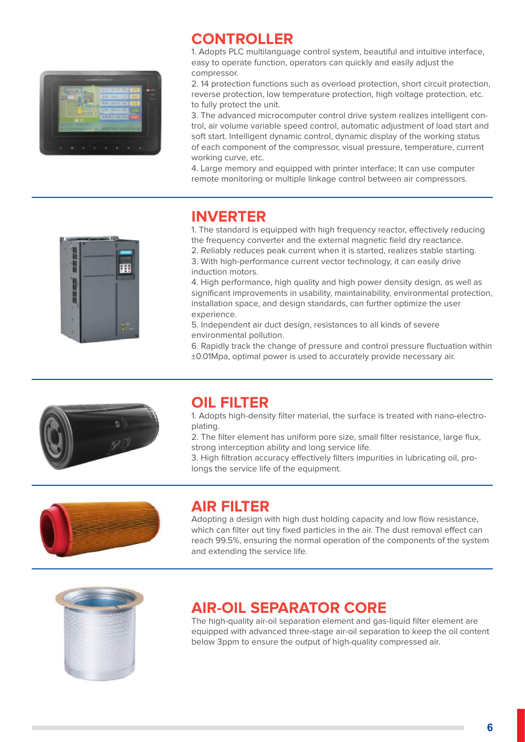## CONTROLLER

1. Adopts PLC multilanguage control system, beautiful and intuitive interface, easy to operate function, operators can quickly and easily adjust the compressor.
2. 14 protection functions such as overload protection, short circuit protection, reverse protection, low temperature protection, high voltage protection, etc. to fully protect the unit.
3. The advanced microcomputer control drive system realizes intelligent control, air volume variable speed control, automatic adjustment of load start and soft start. Intelligent dynamic control, dynamic display of the working status of each component of the compressor, visual pressure, temperature, current working curve, etc.
4. Large memory and equipped with printer interface; It can use computer remote monitoring or multiple linkage control between air compressors.

## INVERTER

1. The standard is equipped with high frequency reactor, effectively reducing the frequency converter and the external magnetic field dry reactance.
2. Reliably reduces peak current when it is started, realizes stable starting.
3. With high-performance current vector technology, it can easily drive induction motors.
4. High performance, high quality and high power density design, as well as significant improvements in usability, maintainability, environmental protection, installation space, and design standards, can further optimize the user experience.
5. Independent air duct design, resistances to all kinds of severe environmental pollution.
6. Rapidly track the change of pressure and control pressure fluctuation within ±0.01Mpa, optimal power is used to accurately provide necessary air.

## OIL FILTER

1. Adopts high-density filter material, the surface is treated with nano-electroplating.
2. The filter element has uniform pore size, small filter resistance, large flux, strong interception ability and long service life.
3. High filtration accuracy effectively filters impurities in lubricating oil, prolongs the service life of the equipment.

## AIR FILTER

Adopting a design with high dust holding capacity and low flow resistance, which can filter out tiny fixed particles in the air. The dust removal effect can reach 99.5%, ensuring the normal operation of the components of the system and extending the service life.

## AIR-OIL SEPARATOR CORE

The high-quality air-oil separation element and gas-liquid filter element are equipped with advanced three-stage air-oil separation to keep the oil content below 3ppm to ensure the output of high-quality compressed air.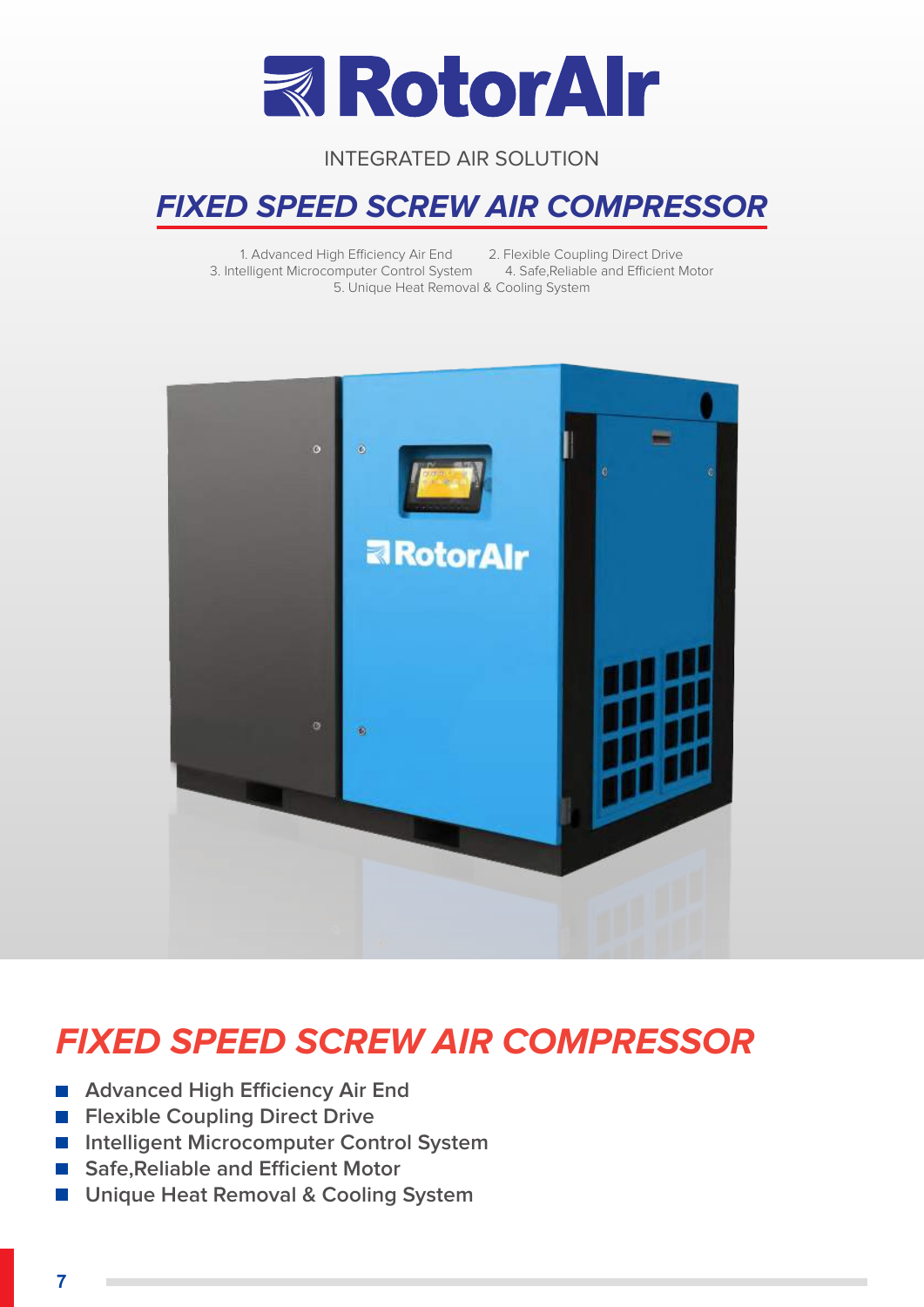# RotorAIr

INTEGRATED AIR SOLUTION

## FIXED SPEED SCREW AIR COMPRESSOR

1. Advanced High Efficiency Air End
2. Flexible Coupling Direct Drive
3. Intelligent Microcomputer Control System
4. Safe,Reliable and Efficient Motor
5. Unique Heat Removal & Cooling System

## FIXED SPEED SCREW AIR COMPRESSOR

- Advanced High Efficiency Air End
- Flexible Coupling Direct Drive
- Intelligent Microcomputer Control System
- Safe,Reliable and Efficient Motor
- Unique Heat Removal & Cooling System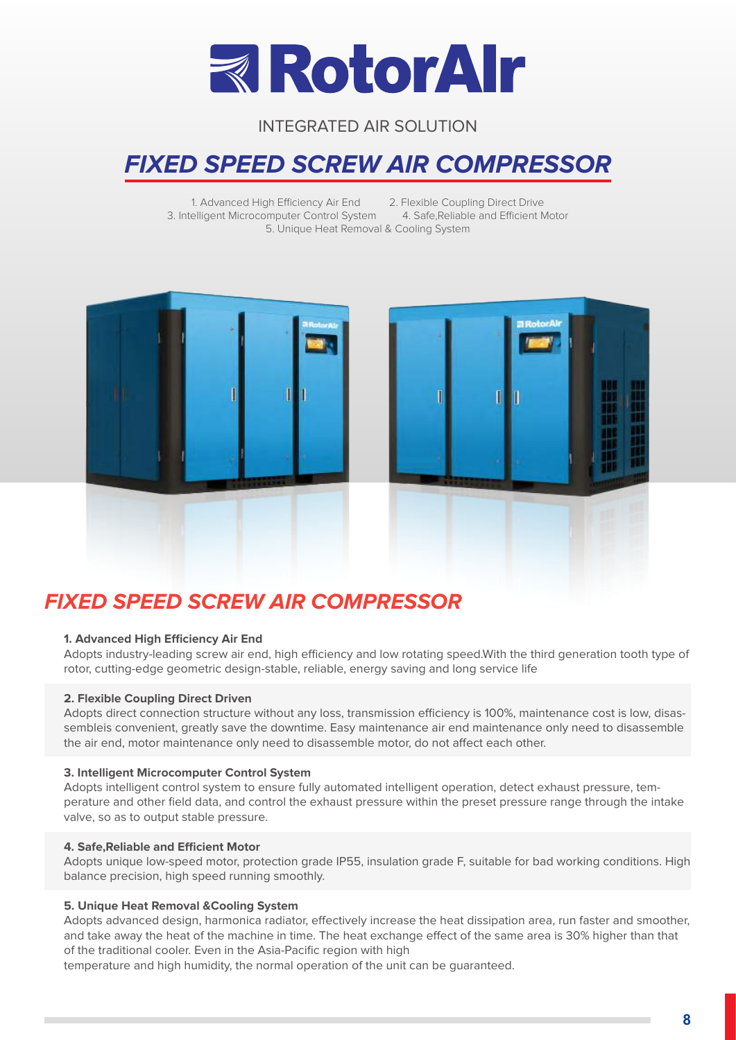# RotorAIr

INTEGRATED AIR SOLUTION

## *FIXED SPEED SCREW AIR COMPRESSOR*

1. Advanced High Efficiency Air End
2. Flexible Coupling Direct Drive
3. Intelligent Microcomputer Control System
4. Safe,Reliable and Efficient Motor
5. Unique Heat Removal & Cooling System

## *FIXED SPEED SCREW AIR COMPRESSOR*

**1. Advanced High Efficiency Air End**

Adopts industry-leading screw air end, high efficiency and low rotating speed.With the third generation tooth type of rotor, cutting-edge geometric design-stable, reliable, energy saving and long service life

**2. Flexible Coupling Direct Driven**

Adopts direct connection structure without any loss, transmission efficiency is 100%, maintenance cost is low, disassembleis convenient, greatly save the downtime. Easy maintenance air end maintenance only need to disassemble the air end, motor maintenance only need to disassemble motor, do not affect each other.

**3. Intelligent Microcomputer Control System**

Adopts intelligent control system to ensure fully automated intelligent operation, detect exhaust pressure, temperature and other field data, and control the exhaust pressure within the preset pressure range through the intake valve, so as to output stable pressure.

**4. Safe,Reliable and Efficient Motor**

Adopts unique low-speed motor, protection grade IP55, insulation grade F, suitable for bad working conditions. High balance precision, high speed running smoothly.

**5. Unique Heat Removal &Cooling System**

Adopts advanced design, harmonica radiator, effectively increase the heat dissipation area, run faster and smoother, and take away the heat of the machine in time. The heat exchange effect of the same area is 30% higher than that of the traditional cooler. Even in the Asia-Pacific region with high temperature and high humidity, the normal operation of the unit can be guaranteed.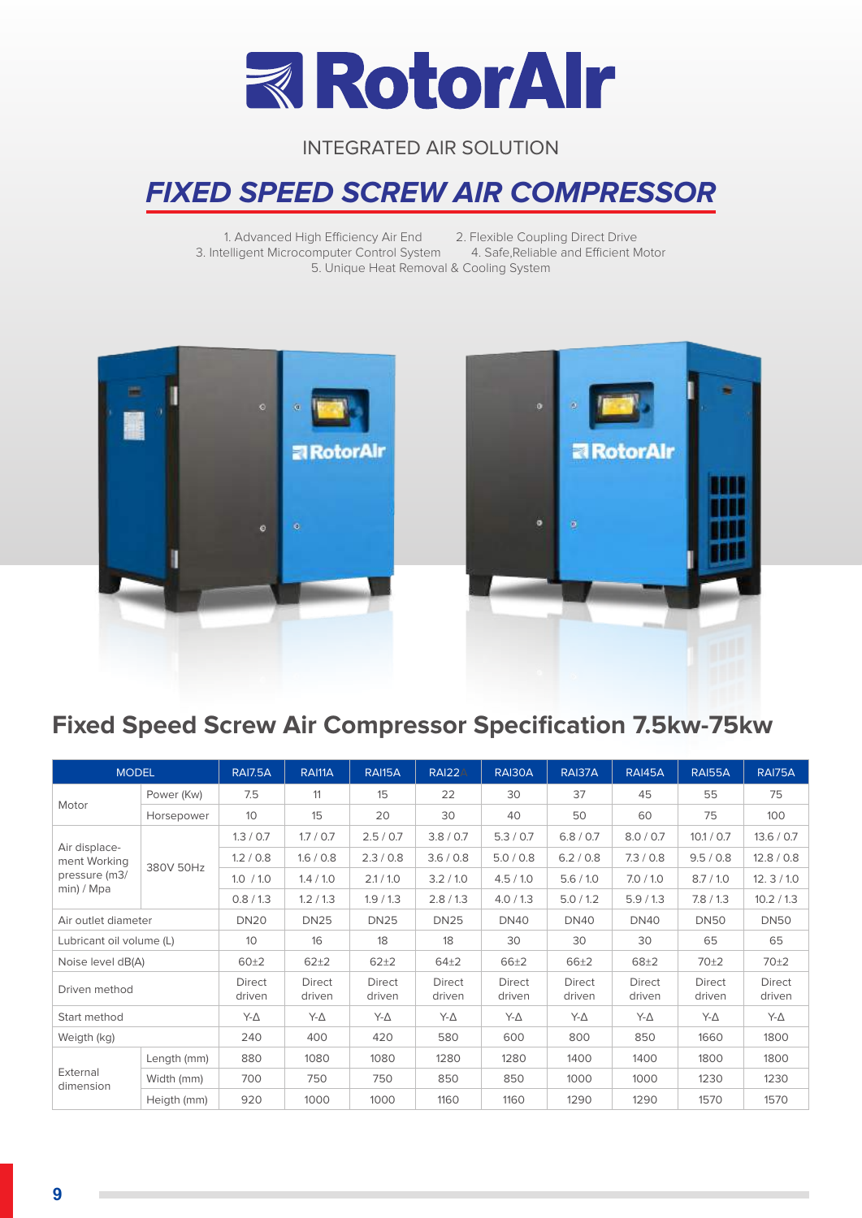# RotorAIr

INTEGRATED AIR SOLUTION

## *FIXED SPEED SCREW AIR COMPRESSOR*

1. Advanced High Efficiency Air End
2. Flexible Coupling Direct Drive
3. Intelligent Microcomputer Control System
4. Safe,Reliable and Efficient Motor
5. Unique Heat Removal & Cooling System

## Fixed Speed Screw Air Compressor Specification 7.5kw-75kw

| MODEL | | RAI7.5A | RAI11A | RAI15A | RAI22A | RAI30A | RAI37A | RAI45A | RAI55A | RAI75A |
|---|---|---|---|---|---|---|---|---|---|---|
| Motor | Power (Kw) | 7.5 | 11 | 15 | 22 | 30 | 37 | 45 | 55 | 75 |
| | Horsepower | 10 | 15 | 20 | 30 | 40 | 50 | 60 | 75 | 100 |
| Air displacement Working pressure (m3/ min) / Mpa | 380V 50Hz | 1.3 / 0.7 | 1.7 / 0.7 | 2.5 / 0.7 | 3.8 / 0.7 | 5.3 / 0.7 | 6.8 / 0.7 | 8.0 / 0.7 | 10.1 / 0.7 | 13.6 / 0.7 |
| | | 1.2 / 0.8 | 1.6 / 0.8 | 2.3 / 0.8 | 3.6 / 0.8 | 5.0 / 0.8 | 6.2 / 0.8 | 7.3 / 0.8 | 9.5 / 0.8 | 12.8 / 0.8 |
| | | 1.0 / 1.0 | 1.4 / 1.0 | 2.1 / 1.0 | 3.2 / 1.0 | 4.5 / 1.0 | 5.6 / 1.0 | 7.0 / 1.0 | 8.7 / 1.0 | 12. 3 / 1.0 |
| | | 0.8 / 1.3 | 1.2 / 1.3 | 1.9 / 1.3 | 2.8 / 1.3 | 4.0 / 1.3 | 5.0 / 1.2 | 5.9 / 1.3 | 7.8 / 1.3 | 10.2 / 1.3 |
| Air outlet diameter | | DN20 | DN25 | DN25 | DN25 | DN40 | DN40 | DN40 | DN50 | DN50 |
| Lubricant oil volume (L) | | 10 | 16 | 18 | 18 | 30 | 30 | 30 | 65 | 65 |
| Noise level dB(A) | | 60±2 | 62±2 | 62±2 | 64±2 | 66±2 | 66±2 | 68±2 | 70±2 | 70±2 |
| Driven method | | Direct driven | Direct driven | Direct driven | Direct driven | Direct driven | Direct driven | Direct driven | Direct driven | Direct driven |
| Start method | | Y-Δ | Y-Δ | Y-Δ | Y-Δ | Y-Δ | Y-Δ | Y-Δ | Y-Δ | Y-Δ |
| Weigth (kg) | | 240 | 400 | 420 | 580 | 600 | 800 | 850 | 1660 | 1800 |
| External dimension | Length (mm) | 880 | 1080 | 1080 | 1280 | 1280 | 1400 | 1400 | 1800 | 1800 |
| | Width (mm) | 700 | 750 | 750 | 850 | 850 | 1000 | 1000 | 1230 | 1230 |
| | Heigth (mm) | 920 | 1000 | 1000 | 1160 | 1160 | 1290 | 1290 | 1570 | 1570 |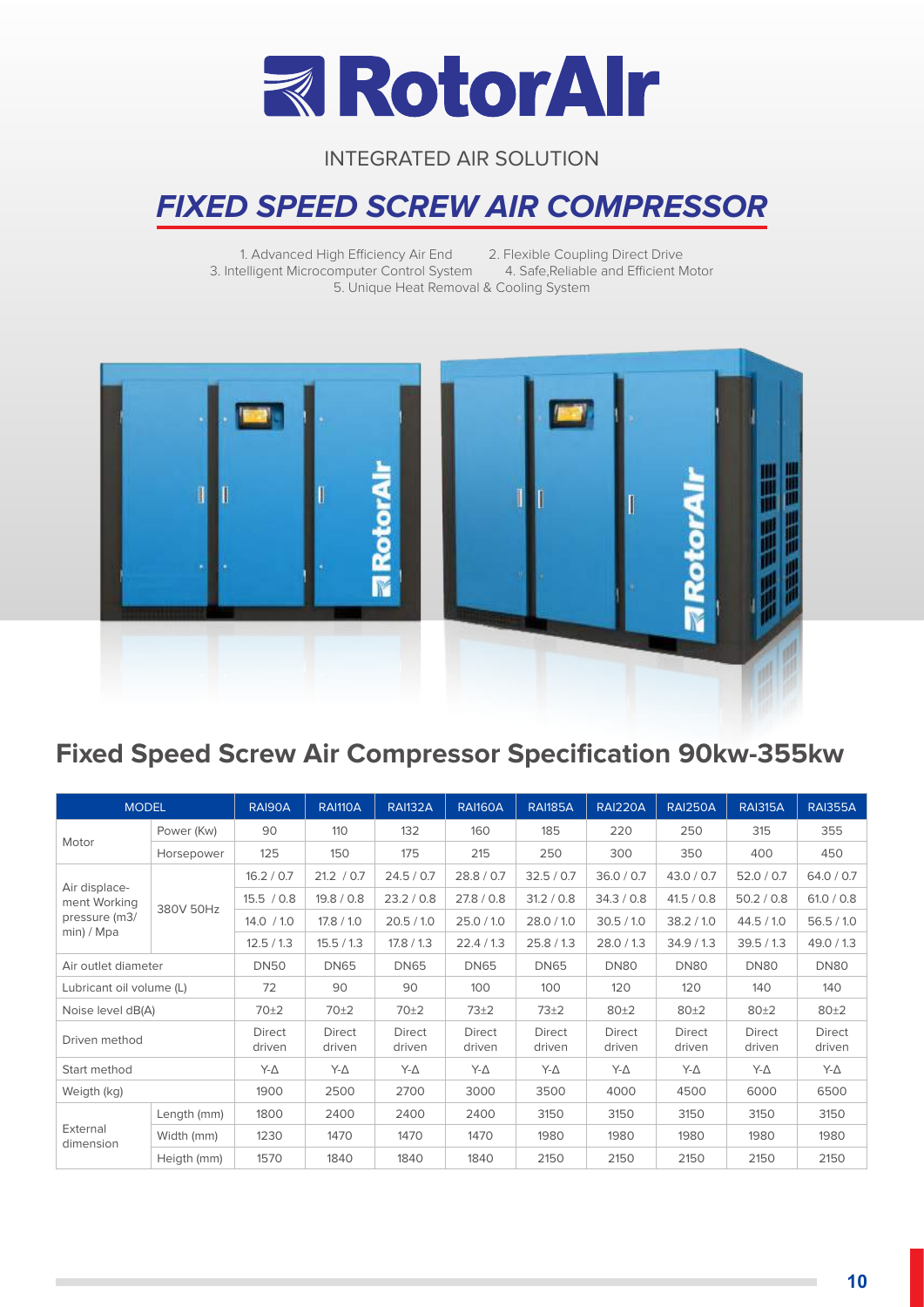# RotorAIr

INTEGRATED AIR SOLUTION

## *FIXED SPEED SCREW AIR COMPRESSOR*

1. Advanced High Efficiency Air End
2. Flexible Coupling Direct Drive
3. Intelligent Microcomputer Control System
4. Safe,Reliable and Efficient Motor
5. Unique Heat Removal & Cooling System

## Fixed Speed Screw Air Compressor Specification 90kw-355kw

| MODEL | | RAI90A | RAI110A | RAI132A | RAI160A | RAI185A | RAI220A | RAI250A | RAI315A | RAI355A |
|---|---|---|---|---|---|---|---|---|---|---|
| Motor | Power (Kw) | 90 | 110 | 132 | 160 | 185 | 220 | 250 | 315 | 355 |
| | Horsepower | 125 | 150 | 175 | 215 | 250 | 300 | 350 | 400 | 450 |
| Air displace-ment Working pressure (m3/ min) / Mpa | 380V 50Hz | 16.2 / 0.7 | 21.2 / 0.7 | 24.5 / 0.7 | 28.8 / 0.7 | 32.5 / 0.7 | 36.0 / 0.7 | 43.0 / 0.7 | 52.0 / 0.7 | 64.0 / 0.7 |
| | | 15.5 / 0.8 | 19.8 / 0.8 | 23.2 / 0.8 | 27.8 / 0.8 | 31.2 / 0.8 | 34.3 / 0.8 | 41.5 / 0.8 | 50.2 / 0.8 | 61.0 / 0.8 |
| | | 14.0 / 1.0 | 17.8 / 1.0 | 20.5 / 1.0 | 25.0 / 1.0 | 28.0 / 1.0 | 30.5 / 1.0 | 38.2 / 1.0 | 44.5 / 1.0 | 56.5 / 1.0 |
| | | 12.5 / 1.3 | 15.5 / 1.3 | 17.8 / 1.3 | 22.4 / 1.3 | 25.8 / 1.3 | 28.0 / 1.3 | 34.9 / 1.3 | 39.5 / 1.3 | 49.0 / 1.3 |
| Air outlet diameter | | DN50 | DN65 | DN65 | DN65 | DN65 | DN80 | DN80 | DN80 | DN80 |
| Lubricant oil volume (L) | | 72 | 90 | 90 | 100 | 100 | 120 | 120 | 140 | 140 |
| Noise level dB(A) | | 70±2 | 70±2 | 70±2 | 73±2 | 73±2 | 80±2 | 80±2 | 80±2 | 80±2 |
| Driven method | | Direct driven | Direct driven | Direct driven | Direct driven | Direct driven | Direct driven | Direct driven | Direct driven | Direct driven |
| Start method | | Y-Δ | Y-Δ | Y-Δ | Y-Δ | Y-Δ | Y-Δ | Y-Δ | Y-Δ | Y-Δ |
| Weigth (kg) | | 1900 | 2500 | 2700 | 3000 | 3500 | 4000 | 4500 | 6000 | 6500 |
| External dimension | Length (mm) | 1800 | 2400 | 2400 | 2400 | 3150 | 3150 | 3150 | 3150 | 3150 |
| | Width (mm) | 1230 | 1470 | 1470 | 1470 | 1980 | 1980 | 1980 | 1980 | 1980 |
| | Heigth (mm) | 1570 | 1840 | 1840 | 1840 | 2150 | 2150 | 2150 | 2150 | 2150 |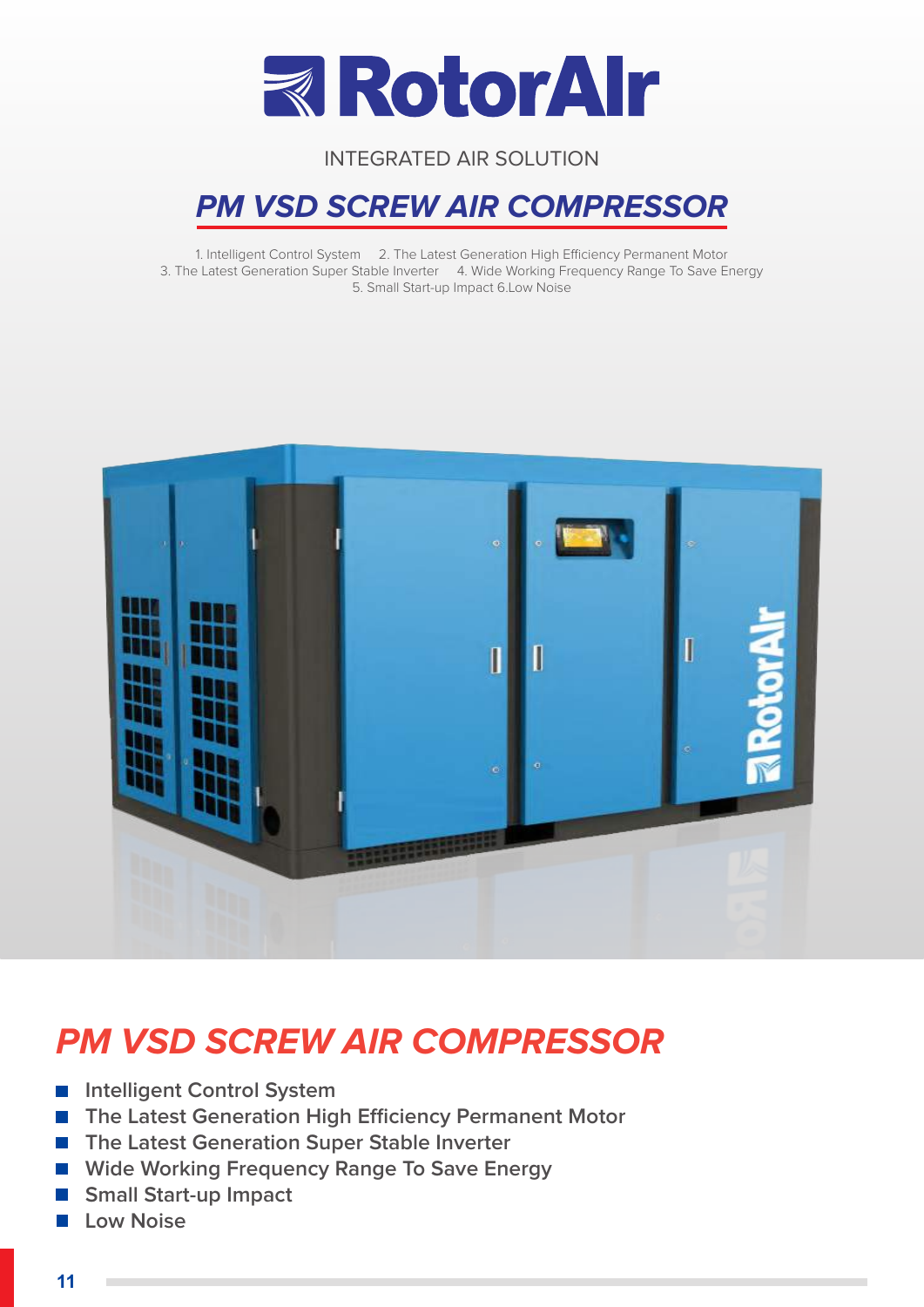# RotorAIr

INTEGRATED AIR SOLUTION

## PM VSD SCREW AIR COMPRESSOR

1. Intelligent Control System 2. The Latest Generation High Efficiency Permanent Motor
3. The Latest Generation Super Stable Inverter 4. Wide Working Frequency Range To Save Energy
5. Small Start-up Impact 6.Low Noise

## PM VSD SCREW AIR COMPRESSOR

- Intelligent Control System
- The Latest Generation High Efficiency Permanent Motor
- The Latest Generation Super Stable Inverter
- Wide Working Frequency Range To Save Energy
- Small Start-up Impact
- Low Noise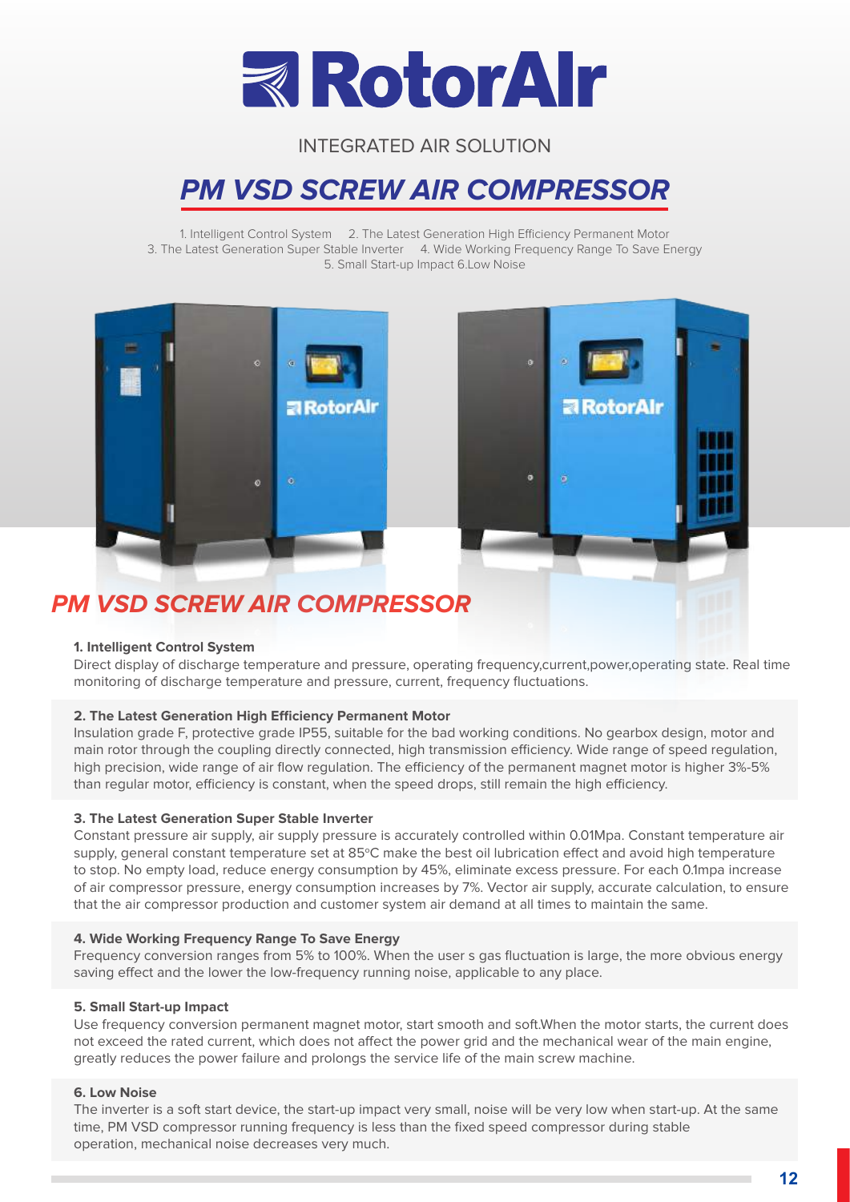# RotorAIr

INTEGRATED AIR SOLUTION

## *PM VSD SCREW AIR COMPRESSOR*

1. Intelligent Control System 2. The Latest Generation High Efficiency Permanent Motor
3. The Latest Generation Super Stable Inverter 4. Wide Working Frequency Range To Save Energy
5. Small Start-up Impact 6.Low Noise

## *PM VSD SCREW AIR COMPRESSOR*

**1. Intelligent Control System**

Direct display of discharge temperature and pressure, operating frequency,current,power,operating state. Real time monitoring of discharge temperature and pressure, current, frequency fluctuations.

**2. The Latest Generation High Efficiency Permanent Motor**

Insulation grade F, protective grade IP55, suitable for the bad working conditions. No gearbox design, motor and main rotor through the coupling directly connected, high transmission efficiency. Wide range of speed regulation, high precision, wide range of air flow regulation. The efficiency of the permanent magnet motor is higher 3%-5% than regular motor, efficiency is constant, when the speed drops, still remain the high efficiency.

**3. The Latest Generation Super Stable Inverter**

Constant pressure air supply, air supply pressure is accurately controlled within 0.01Mpa. Constant temperature air supply, general constant temperature set at 85°C make the best oil lubrication effect and avoid high temperature to stop. No empty load, reduce energy consumption by 45%, eliminate excess pressure. For each 0.1mpa increase of air compressor pressure, energy consumption increases by 7%. Vector air supply, accurate calculation, to ensure that the air compressor production and customer system air demand at all times to maintain the same.

**4. Wide Working Frequency Range To Save Energy**

Frequency conversion ranges from 5% to 100%. When the user s gas fluctuation is large, the more obvious energy saving effect and the lower the low-frequency running noise, applicable to any place.

**5. Small Start-up Impact**

Use frequency conversion permanent magnet motor, start smooth and soft.When the motor starts, the current does not exceed the rated current, which does not affect the power grid and the mechanical wear of the main engine, greatly reduces the power failure and prolongs the service life of the main screw machine.

**6. Low Noise**

The inverter is a soft start device, the start-up impact very small, noise will be very low when start-up. At the same time, PM VSD compressor running frequency is less than the fixed speed compressor during stable operation, mechanical noise decreases very much.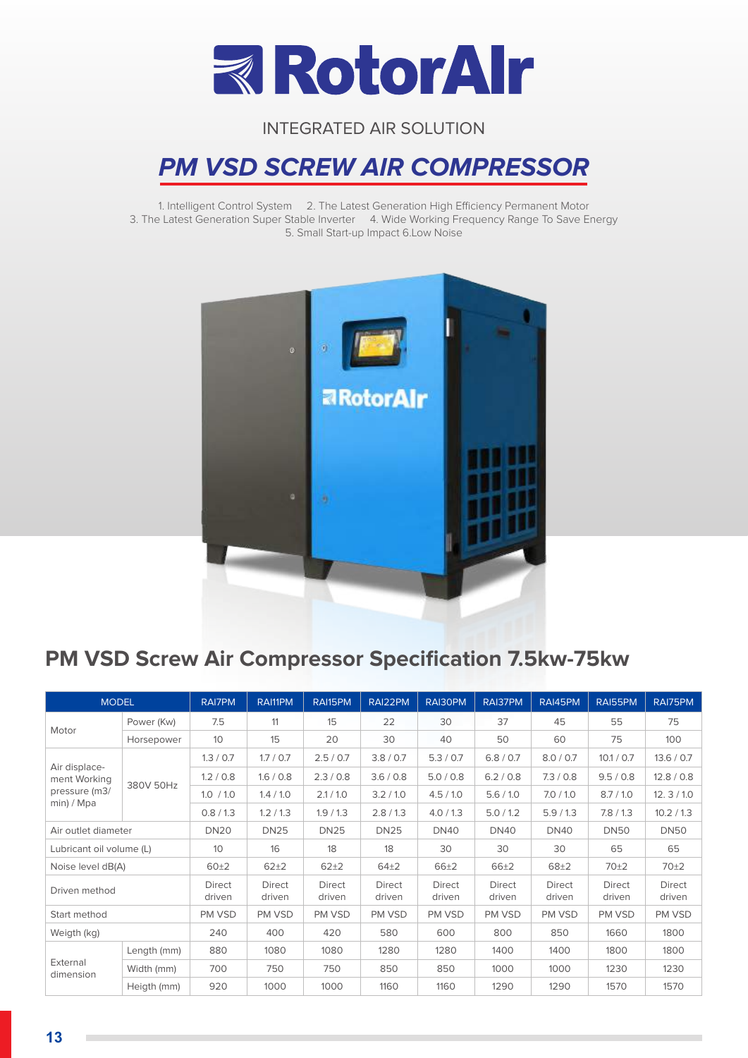# RotorAIr

INTEGRATED AIR SOLUTION

## *PM VSD SCREW AIR COMPRESSOR*

1. Intelligent Control System 2. The Latest Generation High Efficiency Permanent Motor
3. The Latest Generation Super Stable Inverter 4. Wide Working Frequency Range To Save Energy
5. Small Start-up Impact 6.Low Noise

## PM VSD Screw Air Compressor Specification 7.5kw-75kw

| MODEL | | RAI7PM | RAI11PM | RAI15PM | RAI22PM | RAI30PM | RAI37PM | RAI45PM | RAI55PM | RAI75PM |
|---|---|---|---|---|---|---|---|---|---|---|
| Motor | Power (Kw) | 7.5 | 11 | 15 | 22 | 30 | 37 | 45 | 55 | 75 |
| | Horsepower | 10 | 15 | 20 | 30 | 40 | 50 | 60 | 75 | 100 |
| Air displace-ment Working pressure (m3/ min) / Mpa | 380V 50Hz | 1.3 / 0.7 | 1.7 / 0.7 | 2.5 / 0.7 | 3.8 / 0.7 | 5.3 / 0.7 | 6.8 / 0.7 | 8.0 / 0.7 | 10.1 / 0.7 | 13.6 / 0.7 |
| | | 1.2 / 0.8 | 1.6 / 0.8 | 2.3 / 0.8 | 3.6 / 0.8 | 5.0 / 0.8 | 6.2 / 0.8 | 7.3 / 0.8 | 9.5 / 0.8 | 12.8 / 0.8 |
| | | 1.0 / 1.0 | 1.4 / 1.0 | 2.1 / 1.0 | 3.2 / 1.0 | 4.5 / 1.0 | 5.6 / 1.0 | 7.0 / 1.0 | 8.7 / 1.0 | 12. 3 / 1.0 |
| | | 0.8 / 1.3 | 1.2 / 1.3 | 1.9 / 1.3 | 2.8 / 1.3 | 4.0 / 1.3 | 5.0 / 1.2 | 5.9 / 1.3 | 7.8 / 1.3 | 10.2 / 1.3 |
| Air outlet diameter | | DN20 | DN25 | DN25 | DN25 | DN40 | DN40 | DN40 | DN50 | DN50 |
| Lubricant oil volume (L) | | 10 | 16 | 18 | 18 | 30 | 30 | 30 | 65 | 65 |
| Noise level dB(A) | | 60±2 | 62±2 | 62±2 | 64±2 | 66±2 | 66±2 | 68±2 | 70±2 | 70±2 |
| Driven method | | Direct driven | Direct driven | Direct driven | Direct driven | Direct driven | Direct driven | Direct driven | Direct driven | Direct driven |
| Start method | | PM VSD | PM VSD | PM VSD | PM VSD | PM VSD | PM VSD | PM VSD | PM VSD | PM VSD |
| Weigth (kg) | | 240 | 400 | 420 | 580 | 600 | 800 | 850 | 1660 | 1800 |
| External dimension | Length (mm) | 880 | 1080 | 1080 | 1280 | 1280 | 1400 | 1400 | 1800 | 1800 |
| | Width (mm) | 700 | 750 | 750 | 850 | 850 | 1000 | 1000 | 1230 | 1230 |
| | Heigth (mm) | 920 | 1000 | 1000 | 1160 | 1160 | 1290 | 1290 | 1570 | 1570 |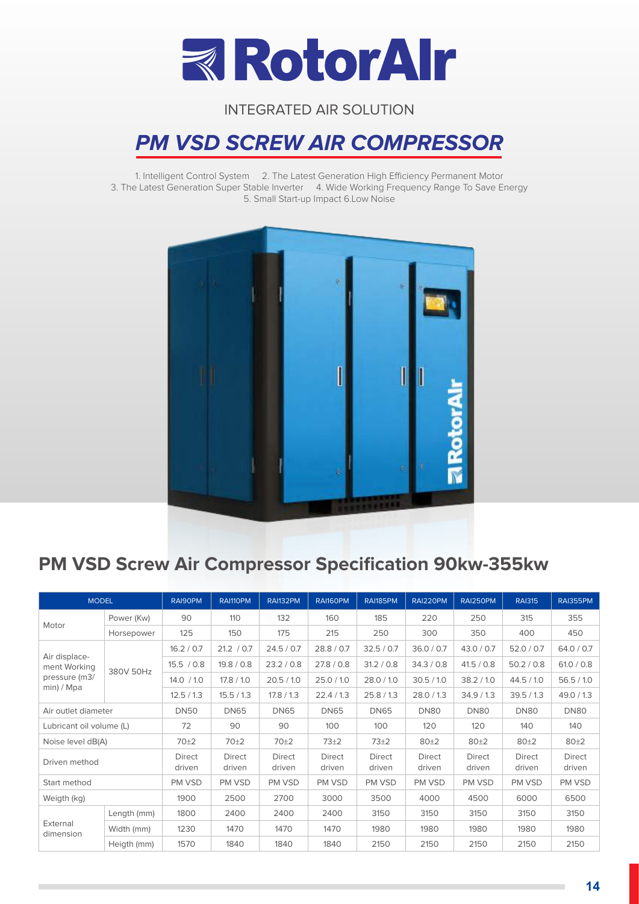# RotorAIr

INTEGRATED AIR SOLUTION

## *PM VSD SCREW AIR COMPRESSOR*

1. Intelligent Control System 2. The Latest Generation High Efficiency Permanent Motor
3. The Latest Generation Super Stable Inverter 4. Wide Working Frequency Range To Save Energy
5. Small Start-up Impact 6.Low Noise

## PM VSD Screw Air Compressor Specification 90kw-355kw

| MODEL | | RAI90PM | RAI110PM | RAI132PM | RAI160PM | RAI185PM | RAI220PM | RAI250PM | RAI315 | RAI355PM |
|---|---|---|---|---|---|---|---|---|---|---|
| Motor | Power (Kw) | 90 | 110 | 132 | 160 | 185 | 220 | 250 | 315 | 355 |
| | Horsepower | 125 | 150 | 175 | 215 | 250 | 300 | 350 | 400 | 450 |
| Air displace-ment Working pressure (m3/ min) / Mpa | 380V 50Hz | 16.2 / 0.7 | 21.2 / 0.7 | 24.5 / 0.7 | 28.8 / 0.7 | 32.5 / 0.7 | 36.0 / 0.7 | 43.0 / 0.7 | 52.0 / 0.7 | 64.0 / 0.7 |
| | | 15.5 / 0.8 | 19.8 / 0.8 | 23.2 / 0.8 | 27.8 / 0.8 | 31.2 / 0.8 | 34.3 / 0.8 | 41.5 / 0.8 | 50.2 / 0.8 | 61.0 / 0.8 |
| | | 14.0 / 1.0 | 17.8 / 1.0 | 20.5 / 1.0 | 25.0 / 1.0 | 28.0 / 1.0 | 30.5 / 1.0 | 38.2 / 1.0 | 44.5 / 1.0 | 56.5 / 1.0 |
| | | 12.5 / 1.3 | 15.5 / 1.3 | 17.8 / 1.3 | 22.4 / 1.3 | 25.8 / 1.3 | 28.0 / 1.3 | 34.9 / 1.3 | 39.5 / 1.3 | 49.0 / 1.3 |
| Air outlet diameter | | DN50 | DN65 | DN65 | DN65 | DN65 | DN80 | DN80 | DN80 | DN80 |
| Lubricant oil volume (L) | | 72 | 90 | 90 | 100 | 100 | 120 | 120 | 140 | 140 |
| Noise level dB(A) | | 70±2 | 70±2 | 70±2 | 73±2 | 73±2 | 80±2 | 80±2 | 80±2 | 80±2 |
| Driven method | | Direct driven | Direct driven | Direct driven | Direct driven | Direct driven | Direct driven | Direct driven | Direct driven | Direct driven |
| Start method | | PM VSD | PM VSD | PM VSD | PM VSD | PM VSD | PM VSD | PM VSD | PM VSD | PM VSD |
| Weigth (kg) | | 1900 | 2500 | 2700 | 3000 | 3500 | 4000 | 4500 | 6000 | 6500 |
| External dimension | Length (mm) | 1800 | 2400 | 2400 | 2400 | 3150 | 3150 | 3150 | 3150 | 3150 |
| | Width (mm) | 1230 | 1470 | 1470 | 1470 | 1980 | 1980 | 1980 | 1980 | 1980 |
| | Heigth (mm) | 1570 | 1840 | 1840 | 1840 | 2150 | 2150 | 2150 | 2150 | 2150 |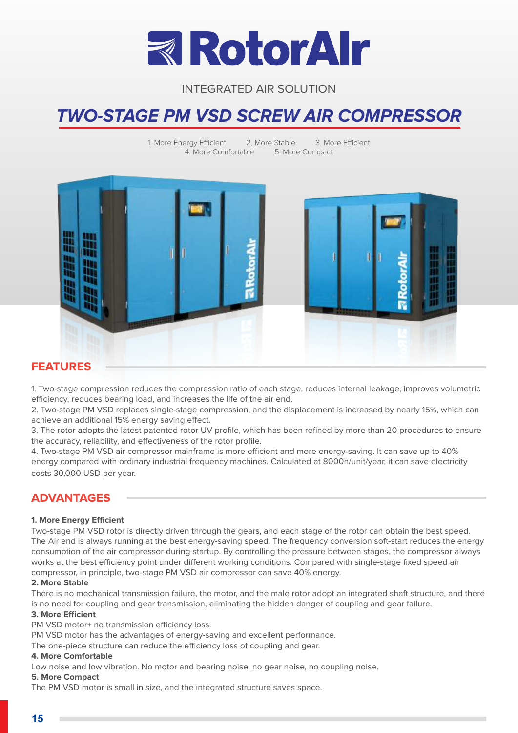# RotorAIr

INTEGRATED AIR SOLUTION

## *TWO-STAGE PM VSD SCREW AIR COMPRESSOR*

1. More Energy Efficient 2. More Stable 3. More Efficient 4. More Comfortable 5. More Compact

## FEATURES

1. Two-stage compression reduces the compression ratio of each stage, reduces internal leakage, improves volumetric efficiency, reduces bearing load, and increases the life of the air end.
2. Two-stage PM VSD replaces single-stage compression, and the displacement is increased by nearly 15%, which can achieve an additional 15% energy saving effect.
3. The rotor adopts the latest patented rotor UV profile, which has been refined by more than 20 procedures to ensure the accuracy, reliability, and effectiveness of the rotor profile.
4. Two-stage PM VSD air compressor mainframe is more efficient and more energy-saving. It can save up to 40% energy compared with ordinary industrial frequency machines. Calculated at 8000h/unit/year, it can save electricity costs 30,000 USD per year.

## ADVANTAGES

**1. More Energy Efficient**

Two-stage PM VSD rotor is directly driven through the gears, and each stage of the rotor can obtain the best speed. The Air end is always running at the best energy-saving speed. The frequency conversion soft-start reduces the energy consumption of the air compressor during startup. By controlling the pressure between stages, the compressor always works at the best efficiency point under different working conditions. Compared with single-stage fixed speed air compressor, in principle, two-stage PM VSD air compressor can save 40% energy.

**2. More Stable**

There is no mechanical transmission failure, the motor, and the male rotor adopt an integrated shaft structure, and there is no need for coupling and gear transmission, eliminating the hidden danger of coupling and gear failure.

**3. More Efficient**

PM VSD motor+ no transmission efficiency loss.
PM VSD motor has the advantages of energy-saving and excellent performance.
The one-piece structure can reduce the efficiency loss of coupling and gear.

**4. More Comfortable**

Low noise and low vibration. No motor and bearing noise, no gear noise, no coupling noise.

**5. More Compact**

The PM VSD motor is small in size, and the integrated structure saves space.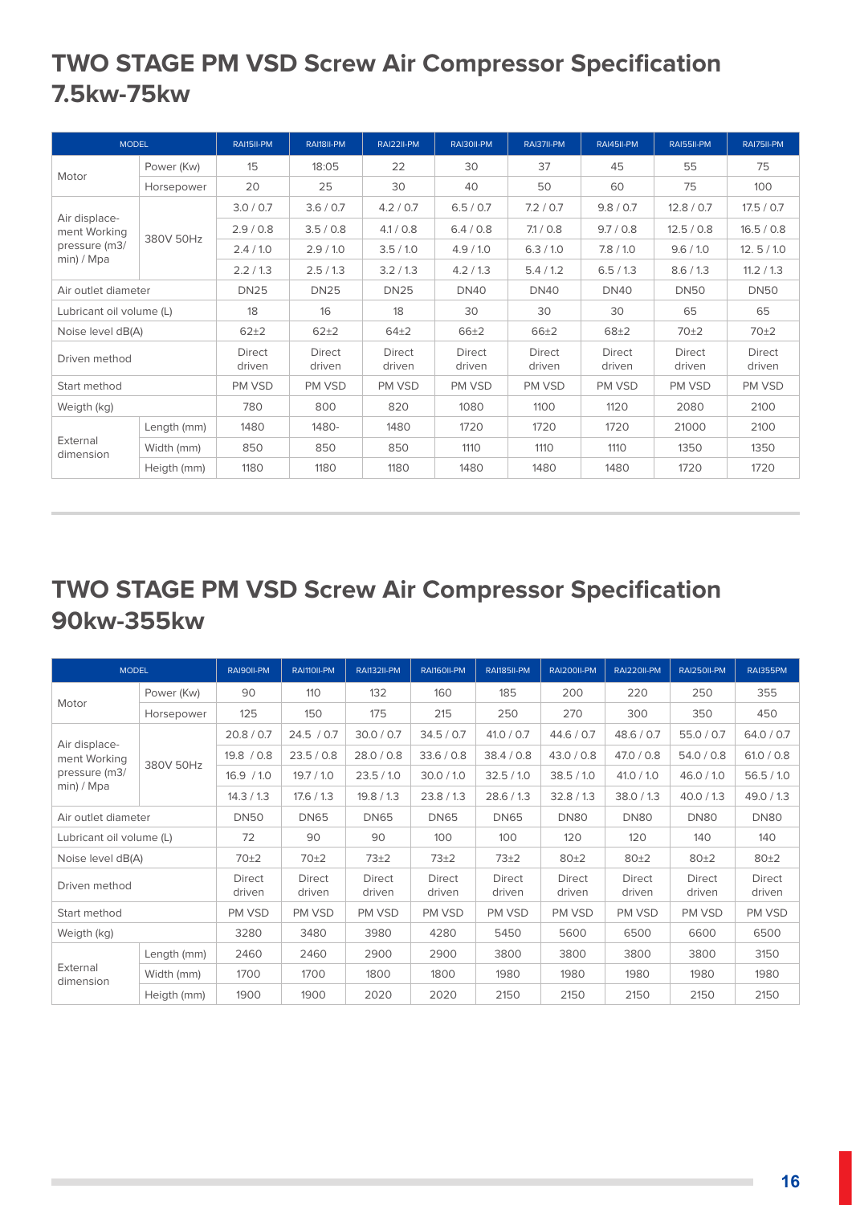## TWO STAGE PM VSD Screw Air Compressor Specification 7.5kw-75kw

| MODEL | | RAI15II-PM | RAI18II-PM | RAI22II-PM | RAI30II-PM | RAI37II-PM | RAI45II-PM | RAI55II-PM | RAI75II-PM |
|---|---|---|---|---|---|---|---|---|---|
| Motor | Power (Kw) | 15 | 18:05 | 22 | 30 | 37 | 45 | 55 | 75 |
| | Horsepower | 20 | 25 | 30 | 40 | 50 | 60 | 75 | 100 |
| Air displace-ment Working pressure (m3/ min) / Mpa | 380V 50Hz | 3.0 / 0.7 | 3.6 / 0.7 | 4.2 / 0.7 | 6.5 / 0.7 | 7.2 / 0.7 | 9.8 / 0.7 | 12.8 / 0.7 | 17.5 / 0.7 |
| | | 2.9 / 0.8 | 3.5 / 0.8 | 4.1 / 0.8 | 6.4 / 0.8 | 7.1 / 0.8 | 9.7 / 0.8 | 12.5 / 0.8 | 16.5 / 0.8 |
| | | 2.4 / 1.0 | 2.9 / 1.0 | 3.5 / 1.0 | 4.9 / 1.0 | 6.3 / 1.0 | 7.8 / 1.0 | 9.6 / 1.0 | 12. 5 / 1.0 |
| | | 2.2 / 1.3 | 2.5 / 1.3 | 3.2 / 1.3 | 4.2 / 1.3 | 5.4 / 1.2 | 6.5 / 1.3 | 8.6 / 1.3 | 11.2 / 1.3 |
| Air outlet diameter | | DN25 | DN25 | DN25 | DN40 | DN40 | DN40 | DN50 | DN50 |
| Lubricant oil volume (L) | | 18 | 16 | 18 | 30 | 30 | 30 | 65 | 65 |
| Noise level dB(A) | | 62±2 | 62±2 | 64±2 | 66±2 | 66±2 | 68±2 | 70±2 | 70±2 |
| Driven method | | Direct driven | Direct driven | Direct driven | Direct driven | Direct driven | Direct driven | Direct driven | Direct driven |
| Start method | | PM VSD | PM VSD | PM VSD | PM VSD | PM VSD | PM VSD | PM VSD | PM VSD |
| Weigth (kg) | | 780 | 800 | 820 | 1080 | 1100 | 1120 | 2080 | 2100 |
| External dimension | Length (mm) | 1480 | 1480- | 1480 | 1720 | 1720 | 1720 | 21000 | 2100 |
| | Width (mm) | 850 | 850 | 850 | 1110 | 1110 | 1110 | 1350 | 1350 |
| | Heigth (mm) | 1180 | 1180 | 1180 | 1480 | 1480 | 1480 | 1720 | 1720 |

## TWO STAGE PM VSD Screw Air Compressor Specification 90kw-355kw

| MODEL | | RAI90II-PM | RAI110II-PM | RAI132II-PM | RAI160II-PM | RAI185II-PM | RAI200II-PM | RAI220II-PM | RAI250II-PM | RAI355PM |
|---|---|---|---|---|---|---|---|---|---|---|
| Motor | Power (Kw) | 90 | 110 | 132 | 160 | 185 | 200 | 220 | 250 | 355 |
| | Horsepower | 125 | 150 | 175 | 215 | 250 | 270 | 300 | 350 | 450 |
| Air displace-ment Working pressure (m3/ min) / Mpa | 380V 50Hz | 20.8 / 0.7 | 24.5 / 0.7 | 30.0 / 0.7 | 34.5 / 0.7 | 41.0 / 0.7 | 44.6 / 0.7 | 48.6 / 0.7 | 55.0 / 0.7 | 64.0 / 0.7 |
| | | 19.8 / 0.8 | 23.5 / 0.8 | 28.0 / 0.8 | 33.6 / 0.8 | 38.4 / 0.8 | 43.0 / 0.8 | 47.0 / 0.8 | 54.0 / 0.8 | 61.0 / 0.8 |
| | | 16.9 / 1.0 | 19.7 / 1.0 | 23.5 / 1.0 | 30.0 / 1.0 | 32.5 / 1.0 | 38.5 / 1.0 | 41.0 / 1.0 | 46.0 / 1.0 | 56.5 / 1.0 |
| | | 14.3 / 1.3 | 17.6 / 1.3 | 19.8 / 1.3 | 23.8 / 1.3 | 28.6 / 1.3 | 32.8 / 1.3 | 38.0 / 1.3 | 40.0 / 1.3 | 49.0 / 1.3 |
| Air outlet diameter | | DN50 | DN65 | DN65 | DN65 | DN65 | DN80 | DN80 | DN80 | DN80 |
| Lubricant oil volume (L) | | 72 | 90 | 90 | 100 | 100 | 120 | 120 | 140 | 140 |
| Noise level dB(A) | | 70±2 | 70±2 | 73±2 | 73±2 | 73±2 | 80±2 | 80±2 | 80±2 | 80±2 |
| Driven method | | Direct driven | Direct driven | Direct driven | Direct driven | Direct driven | Direct driven | Direct driven | Direct driven | Direct driven |
| Start method | | PM VSD | PM VSD | PM VSD | PM VSD | PM VSD | PM VSD | PM VSD | PM VSD | PM VSD |
| Weigth (kg) | | 3280 | 3480 | 3980 | 4280 | 5450 | 5600 | 6500 | 6600 | 6500 |
| External dimension | Length (mm) | 2460 | 2460 | 2900 | 2900 | 3800 | 3800 | 3800 | 3800 | 3150 |
| | Width (mm) | 1700 | 1700 | 1800 | 1800 | 1980 | 1980 | 1980 | 1980 | 1980 |
| | Heigth (mm) | 1900 | 1900 | 2020 | 2020 | 2150 | 2150 | 2150 | 2150 | 2150 |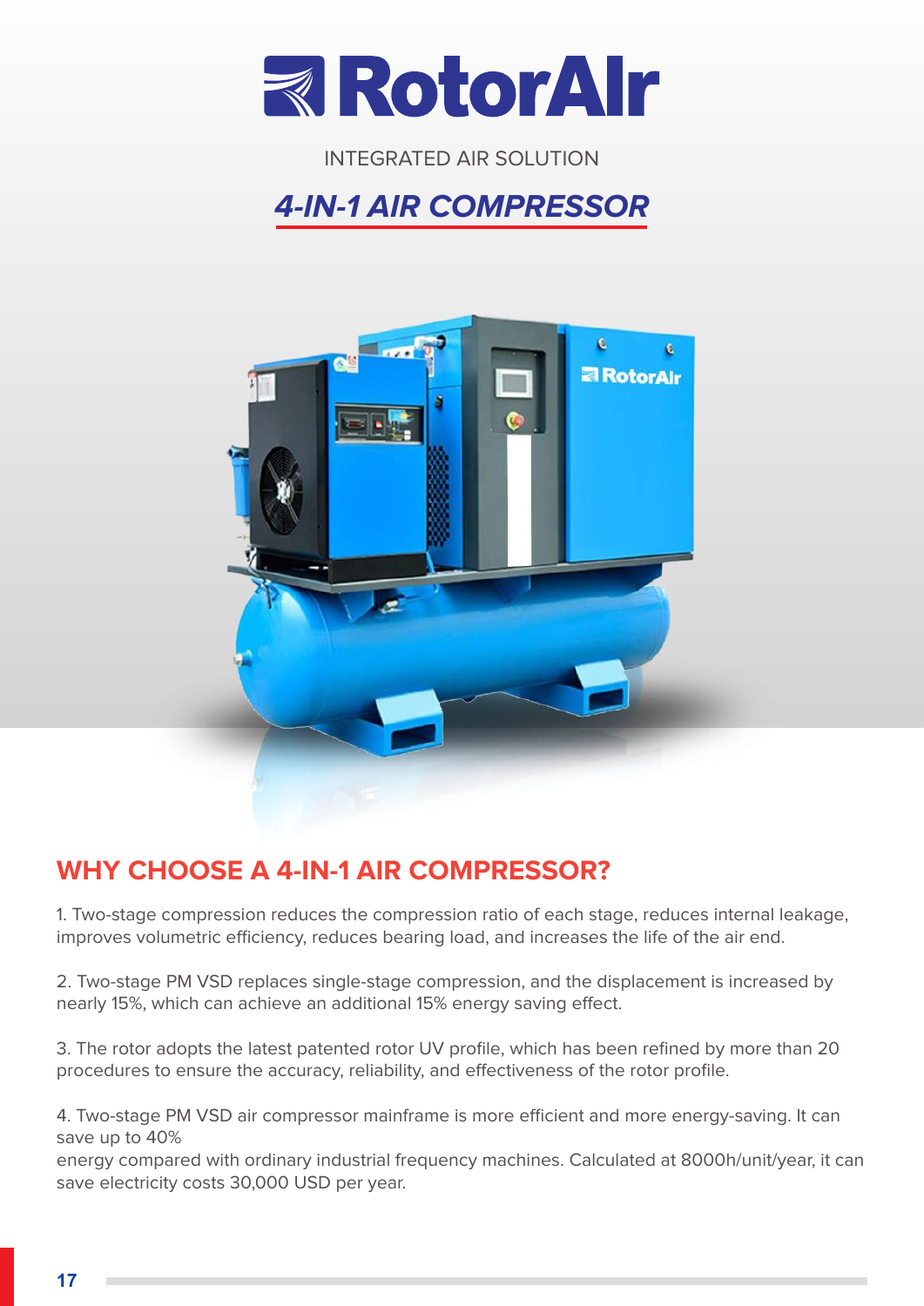# RotorAIr

INTEGRATED AIR SOLUTION

## *4-IN-1 AIR COMPRESSOR*

## WHY CHOOSE A 4-IN-1 AIR COMPRESSOR?

1. Two-stage compression reduces the compression ratio of each stage, reduces internal leakage, improves volumetric efficiency, reduces bearing load, and increases the life of the air end.

2. Two-stage PM VSD replaces single-stage compression, and the displacement is increased by nearly 15%, which can achieve an additional 15% energy saving effect.

3. The rotor adopts the latest patented rotor UV profile, which has been refined by more than 20 procedures to ensure the accuracy, reliability, and effectiveness of the rotor profile.

4. Two-stage PM VSD air compressor mainframe is more efficient and more energy-saving. It can save up to 40%
energy compared with ordinary industrial frequency machines. Calculated at 8000h/unit/year, it can save electricity costs 30,000 USD per year.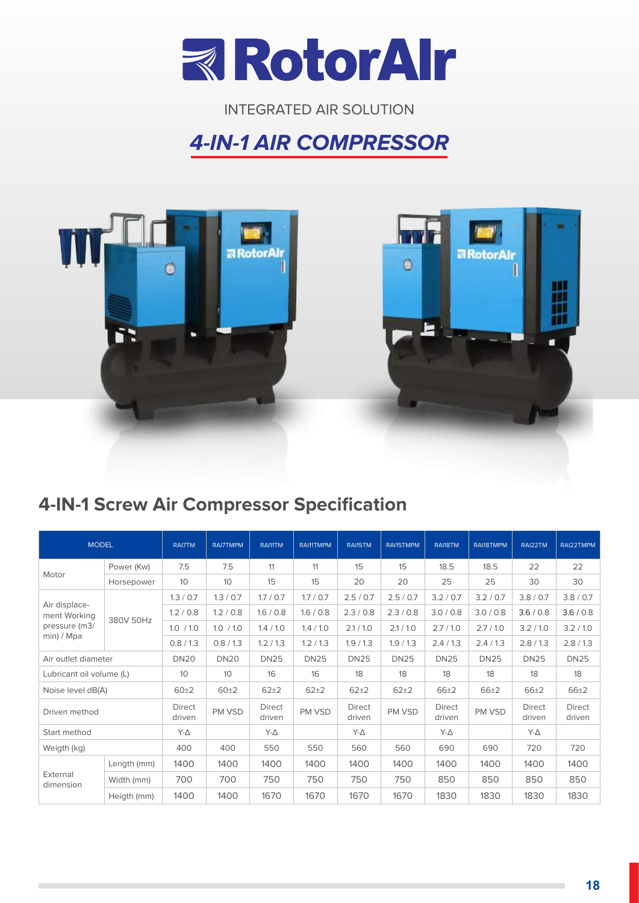# RotorAIr

INTEGRATED AIR SOLUTION

## *4-IN-1 AIR COMPRESSOR*

## 4-IN-1 Screw Air Compressor Specification

| MODEL | | RAI7TM | RAI7TMPM | RAI11TM | RAI11TMPM | RAI15TM | RAI15TMPM | RAI18TM | RAI18TMPM | RAI22TM | RAI22TMPM |
|---|---|---|---|---|---|---|---|---|---|---|---|
| Motor | Power (Kw) | 7.5 | 7.5 | 11 | 11 | 15 | 15 | 18.5 | 18.5 | 22 | 22 |
| | Horsepower | 10 | 10 | 15 | 15 | 20 | 20 | 25 | 25 | 30 | 30 |
| Air displace-ment Working pressure (m3/ min) / Mpa | 380V 50Hz | 1.3 / 0.7 | 1.3 / 0.7 | 1.7 / 0.7 | 1.7 / 0.7 | 2.5 / 0.7 | 2.5 / 0.7 | 3.2 / 0.7 | 3.2 / 0.7 | 3.8 / 0.7 | 3.8 / 0.7 |
| | | 1.2 / 0.8 | 1.2 / 0.8 | 1.6 / 0.8 | 1.6 / 0.8 | 2.3 / 0.8 | 2.3 / 0.8 | 3.0 / 0.8 | 3.0 / 0.8 | 3.6 / 0.8 | 3.6 / 0.8 |
| | | 1.0 / 1.0 | 1.0 / 1.0 | 1.4 / 1.0 | 1.4 / 1.0 | 2.1 / 1.0 | 2.1 / 1.0 | 2.7 / 1.0 | 2.7 / 1.0 | 3.2 / 1.0 | 3.2 / 1.0 |
| | | 0.8 / 1.3 | 0.8 / 1.3 | 1.2 / 1.3 | 1.2 / 1.3 | 1.9 / 1.3 | 1.9 / 1.3 | 2.4 / 1.3 | 2.4 / 1.3 | 2.8 / 1.3 | 2.8 / 1.3 |
| Air outlet diameter | | DN20 | DN20 | DN25 | DN25 | DN25 | DN25 | DN25 | DN25 | DN25 | DN25 |
| Lubricant oil volume (L) | | 10 | 10 | 16 | 16 | 18 | 18 | 18 | 18 | 18 | 18 |
| Noise level dB(A) | | 60±2 | 60±2 | 62±2 | 62±2 | 62±2 | 62±2 | 66±2 | 66±2 | 66±2 | 66±2 |
| Driven method | | Direct driven | PM VSD | Direct driven | PM VSD | Direct driven | PM VSD | Direct driven | PM VSD | Direct driven | Direct driven |
| Start method | | Y-Δ | | Y-Δ | | Y-Δ | | Y-Δ | | Y-Δ | |
| Weigth (kg) | | 400 | 400 | 550 | 550 | 560 | 560 | 690 | 690 | 720 | 720 |
| External dimension | Length (mm) | 1400 | 1400 | 1400 | 1400 | 1400 | 1400 | 1400 | 1400 | 1400 | 1400 |
| | Width (mm) | 700 | 700 | 750 | 750 | 750 | 750 | 850 | 850 | 850 | 850 |
| | Heigth (mm) | 1400 | 1400 | 1670 | 1670 | 1670 | 1670 | 1830 | 1830 | 1830 | 1830 |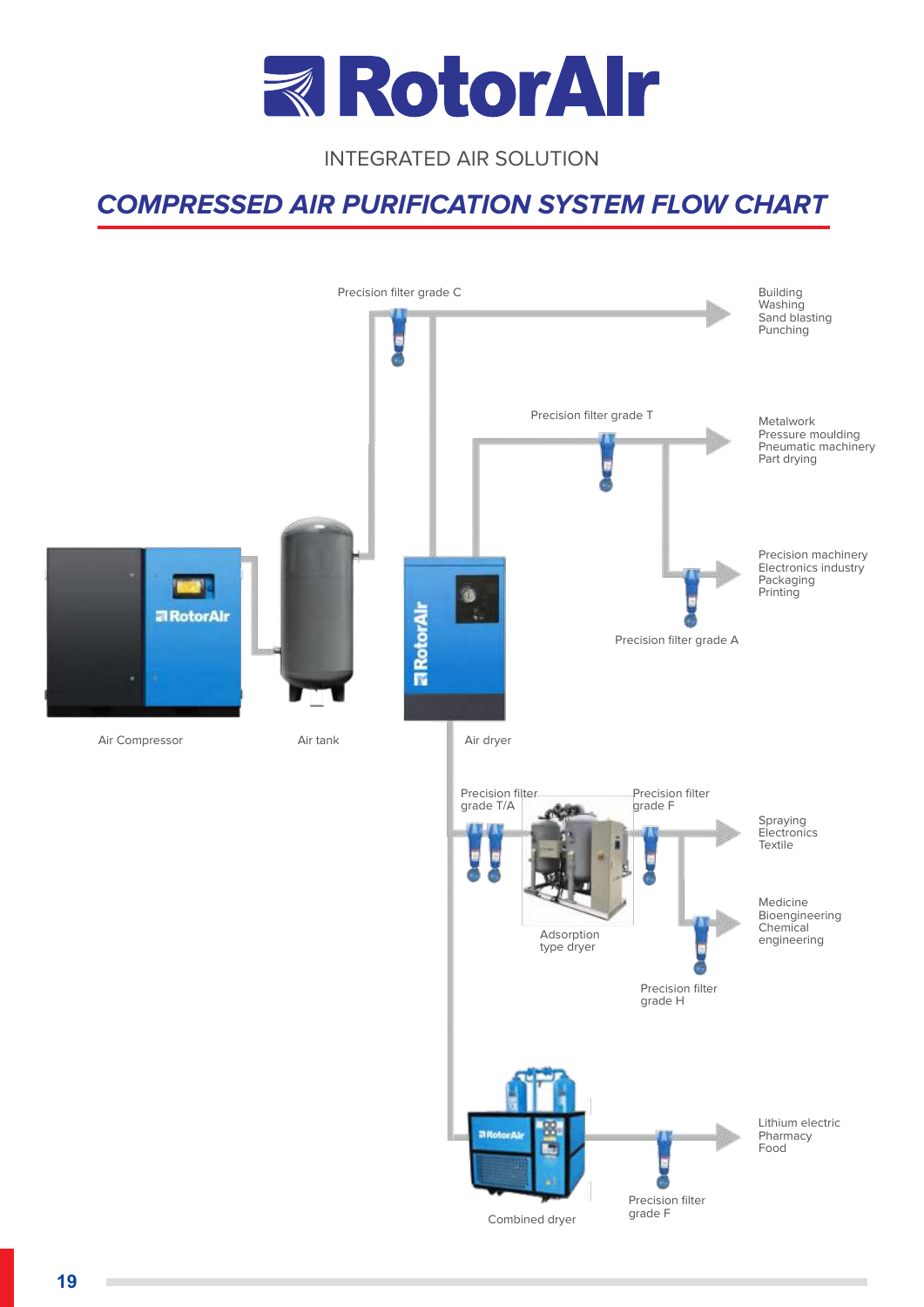# RotorAIr

INTEGRATED AIR SOLUTION

## *COMPRESSED AIR PURIFICATION SYSTEM FLOW CHART*

Precision filter grade C

Building
Washing
Sand blasting
Punching

Precision filter grade T

Metalwork
Pressure moulding
Pneumatic machinery
Part drying

Precision machinery
Electronics industry
Packaging
Printing

Precision filter grade A

Air Compressor

Air tank

Air dryer

Precision filter grade T/A

Precision filter grade F

Spraying
Electronics
Textile

Adsorption type dryer

Medicine
Bioengineering
Chemical engineering

Precision filter grade H

Lithium electric
Pharmacy
Food

Combined dryer

Precision filter grade F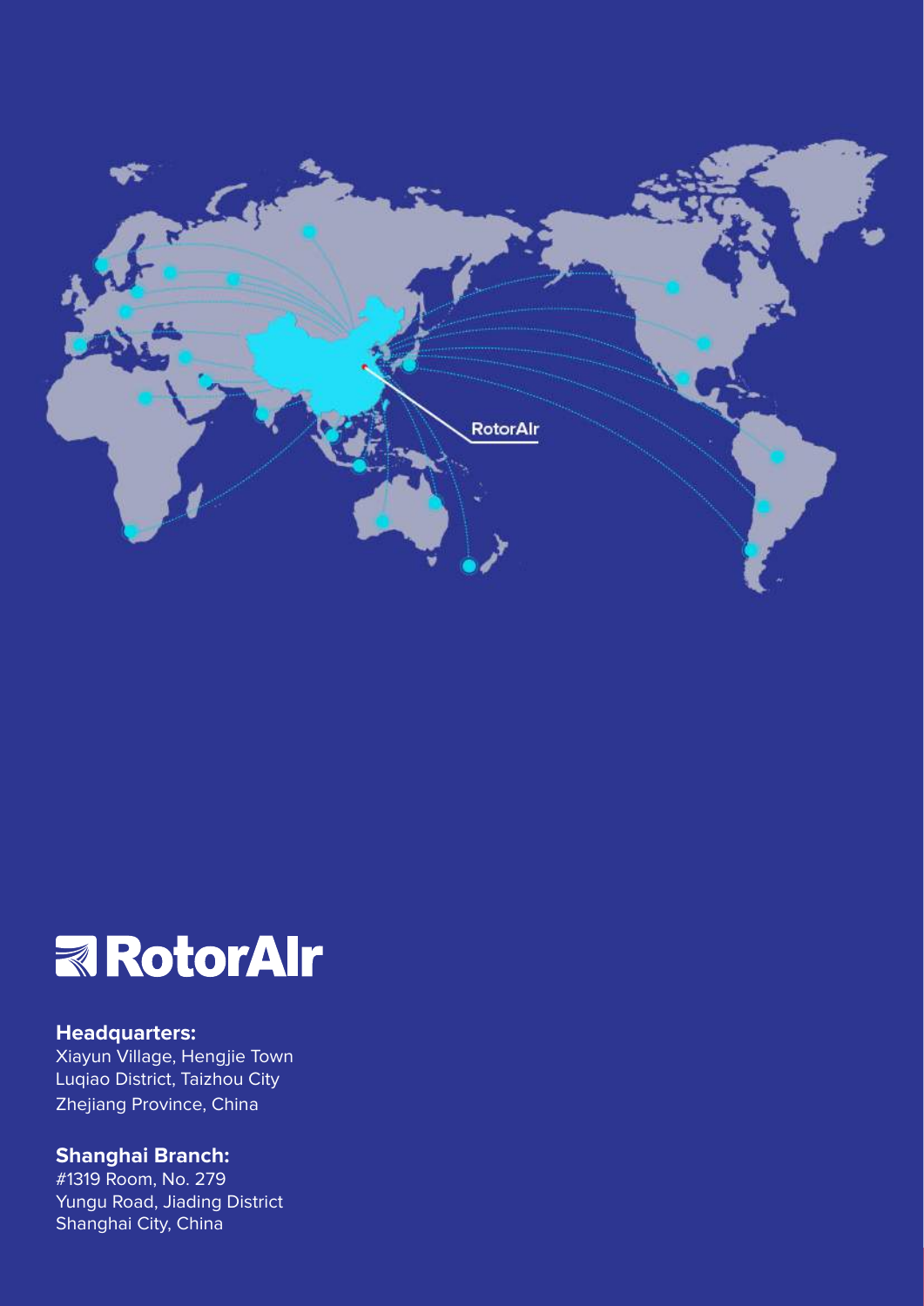RotorAIr

# RotorAIr

**Headquarters:**
Xiayun Village, Hengjie Town
Luqiao District, Taizhou City
Zhejiang Province, China

**Shanghai Branch:**
#1319 Room, No. 279
Yungu Road, Jiading District
Shanghai City, China